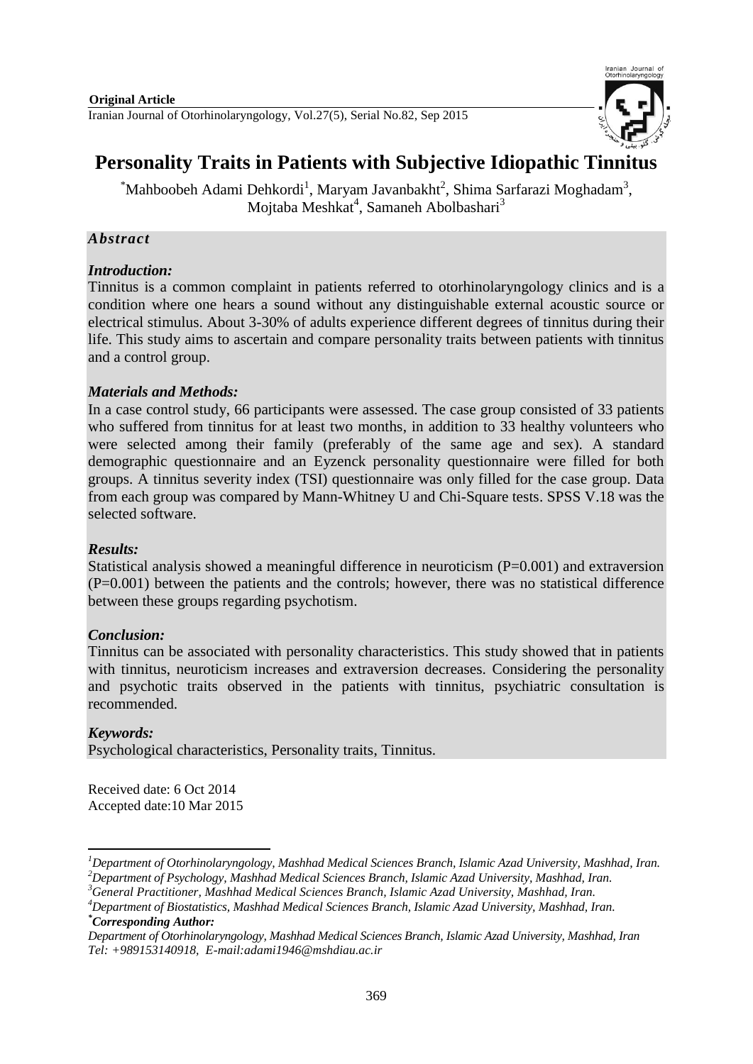**Original Article**

# Personality Traits in Patients with Subjective Idiopathic Tinnitus

*Mahboobeh Adami Dehkordi[1], Maryam Javanbakht[2], Shima Sarfarazi Moghadam[3], Mojtaba Meshkat[4], Samaneh Abolbashari[3]

## *Abstract*

### *Introduction:*

Tinnitus is a common complaint in patients referred to otorhinolaryngology clinics and is a condition where one hears a sound without any distinguishable external acoustic source or electrical stimulus. About 3-30% of adults experience different degrees of tinnitus during their life. This study aims to ascertain and compare personality traits between patients with tinnitus and a control group.

### *Materials and Methods:*

In a case control study, 66 participants were assessed. The case group consisted of 33 patients who suffered from tinnitus for at least two months, in addition to 33 healthy volunteers who were selected among their family (preferably of the same age and sex). A standard demographic questionnaire and an Eyzenck personality questionnaire were filled for both groups. A tinnitus severity index (TSI) questionnaire was only filled for the case group. Data from each group was compared by Mann-Whitney U and Chi-Square tests. SPSS V.18 was the selected software.

### *Results:*

Statistical analysis showed a meaningful difference in neuroticism (P=0.001) and extraversion (P=0.001) between the patients and the controls; however, there was no statistical difference between these groups regarding psychotism.

### *Conclusion:*

Tinnitus can be associated with personality characteristics. This study showed that in patients with tinnitus, neuroticism increases and extraversion decreases. Considering the personality and psychotic traits observed in the patients with tinnitus, psychiatric consultation is recommended.

### *Keywords:*

Psychological characteristics, Personality traits, Tinnitus.

Received date: 6 Oct 2014
Accepted date:10 Mar 2015

---

*[1]Department of Otorhinolaryngology, Mashhad Medical Sciences Branch, Islamic Azad University, Mashhad, Iran.*
*[2]Department of Psychology, Mashhad Medical Sciences Branch, Islamic Azad University, Mashhad, Iran.*
*[3]General Practitioner, Mashhad Medical Sciences Branch, Islamic Azad University, Mashhad, Iran.*
*[4]Department of Biostatistics, Mashhad Medical Sciences Branch, Islamic Azad University, Mashhad, Iran.*
***Corresponding Author:***
*Department of Otorhinolaryngology, Mashhad Medical Sciences Branch, Islamic Azad University, Mashhad, Iran*
*Tel: +989153140918, E-mail:adami1946@mshdiau.ac.ir*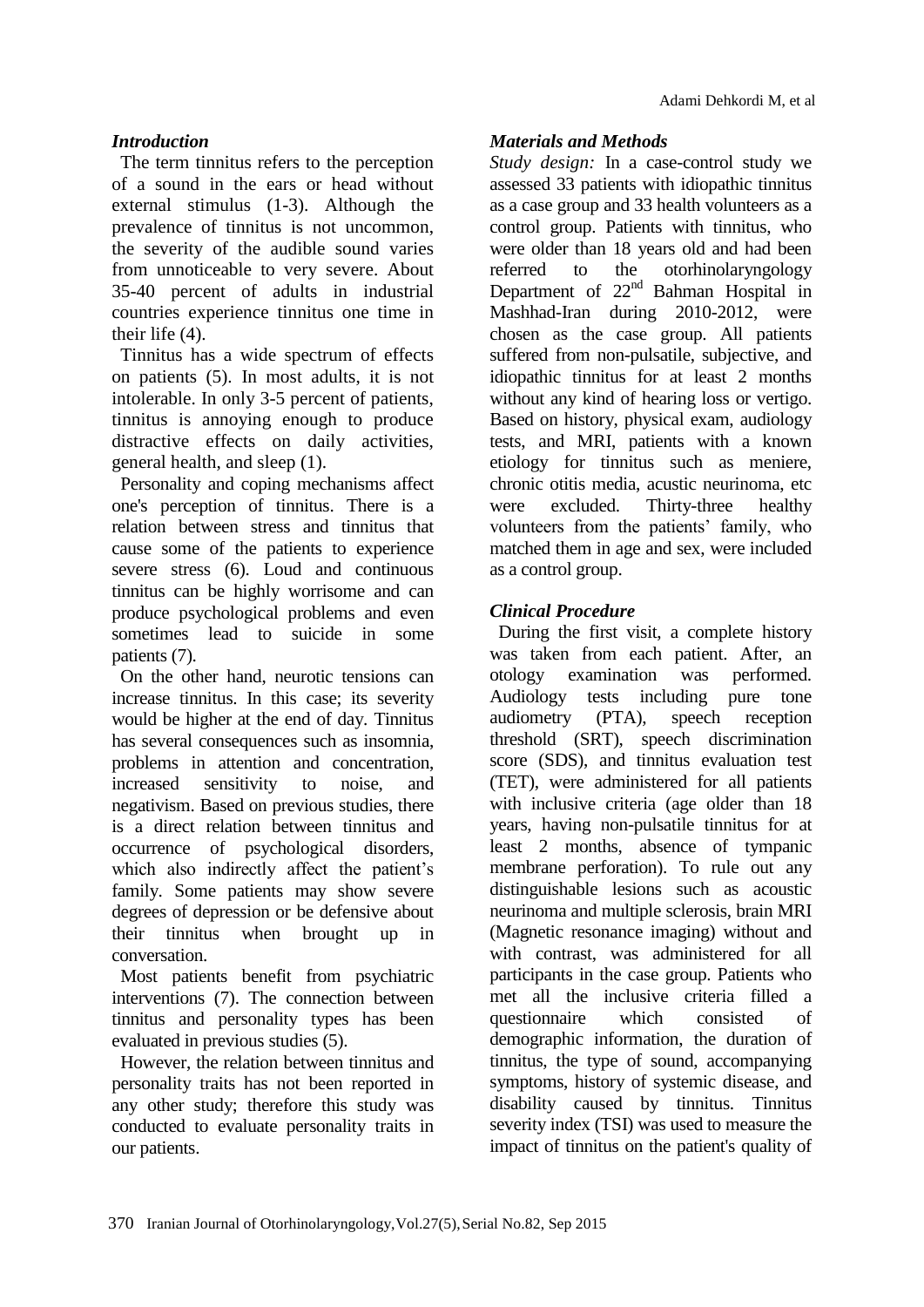## Introduction

The term tinnitus refers to the perception of a sound in the ears or head without external stimulus (1-3). Although the prevalence of tinnitus is not uncommon, the severity of the audible sound varies from unnoticeable to very severe. About 35-40 percent of adults in industrial countries experience tinnitus one time in their life (4).

Tinnitus has a wide spectrum of effects on patients (5). In most adults, it is not intolerable. In only 3-5 percent of patients, tinnitus is annoying enough to produce distractive effects on daily activities, general health, and sleep (1).

Personality and coping mechanisms affect one's perception of tinnitus. There is a relation between stress and tinnitus that cause some of the patients to experience severe stress (6). Loud and continuous tinnitus can be highly worrisome and can produce psychological problems and even sometimes lead to suicide in some patients (7).

On the other hand, neurotic tensions can increase tinnitus. In this case; its severity would be higher at the end of day. Tinnitus has several consequences such as insomnia, problems in attention and concentration, increased sensitivity to noise, and negativism. Based on previous studies, there is a direct relation between tinnitus and occurrence of psychological disorders, which also indirectly affect the patient's family. Some patients may show severe degrees of depression or be defensive about their tinnitus when brought up in conversation.

Most patients benefit from psychiatric interventions (7). The connection between tinnitus and personality types has been evaluated in previous studies (5).

However, the relation between tinnitus and personality traits has not been reported in any other study; therefore this study was conducted to evaluate personality traits in our patients.

## Materials and Methods

*Study design:* In a case-control study we assessed 33 patients with idiopathic tinnitus as a case group and 33 health volunteers as a control group. Patients with tinnitus, who were older than 18 years old and had been referred to the otorhinolaryngology Department of 22nd Bahman Hospital in Mashhad-Iran during 2010-2012, were chosen as the case group. All patients suffered from non-pulsatile, subjective, and idiopathic tinnitus for at least 2 months without any kind of hearing loss or vertigo. Based on history, physical exam, audiology tests, and MRI, patients with a known etiology for tinnitus such as meniere, chronic otitis media, acustic neurinoma, etc were excluded. Thirty-three healthy volunteers from the patients' family, who matched them in age and sex, were included as a control group.

## Clinical Procedure

During the first visit, a complete history was taken from each patient. After, an otology examination was performed. Audiology tests including pure tone audiometry (PTA), speech reception threshold (SRT), speech discrimination score (SDS), and tinnitus evaluation test (TET), were administered for all patients with inclusive criteria (age older than 18 years, having non-pulsatile tinnitus for at least 2 months, absence of tympanic membrane perforation). To rule out any distinguishable lesions such as acoustic neurinoma and multiple sclerosis, brain MRI (Magnetic resonance imaging) without and with contrast, was administered for all participants in the case group. Patients who met all the inclusive criteria filled a questionnaire which consisted of demographic information, the duration of tinnitus, the type of sound, accompanying symptoms, history of systemic disease, and disability caused by tinnitus. Tinnitus severity index (TSI) was used to measure the impact of tinnitus on the patient's quality of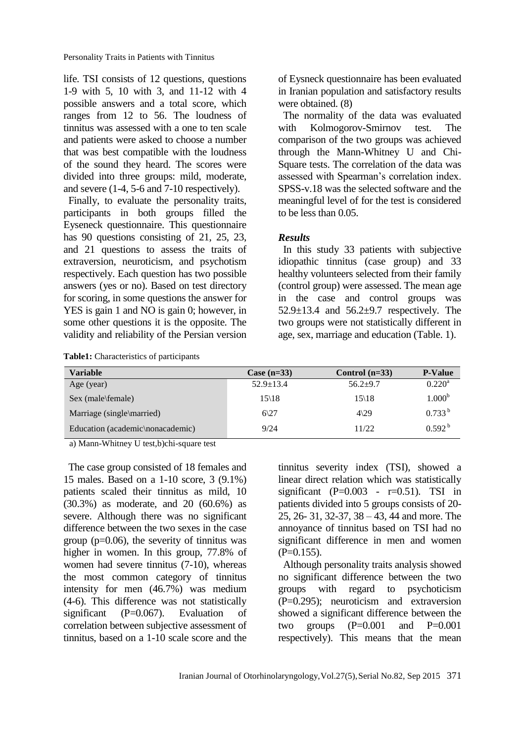life. TSI consists of 12 questions, questions 1-9 with 5, 10 with 3, and 11-12 with 4 possible answers and a total score, which ranges from 12 to 56. The loudness of tinnitus was assessed with a one to ten scale and patients were asked to choose a number that was best compatible with the loudness of the sound they heard. The scores were divided into three groups: mild, moderate, and severe (1-4, 5-6 and 7-10 respectively).

Finally, to evaluate the personality traits, participants in both groups filled the Eyseneck questionnaire. This questionnaire has 90 questions consisting of 21, 25, 23, and 21 questions to assess the traits of extraversion, neuroticism, and psychotism respectively. Each question has two possible answers (yes or no). Based on test directory for scoring, in some questions the answer for YES is gain 1 and NO is gain 0; however, in some other questions it is the opposite. The validity and reliability of the Persian version of Eysneck questionnaire has been evaluated in Iranian population and satisfactory results were obtained. (8)

The normality of the data was evaluated with Kolmogorov-Smirnov test. The comparison of the two groups was achieved through the Mann-Whitney U and Chi-Square tests. The correlation of the data was assessed with Spearman's correlation index. SPSS-v.18 was the selected software and the meaningful level of for the test is considered to be less than 0.05.

### *Results*

In this study 33 patients with subjective idiopathic tinnitus (case group) and 33 healthy volunteers selected from their family (control group) were assessed. The mean age in the case and control groups was 52.9±13.4 and 56.2±9.7 respectively. The two groups were not statistically different in age, sex, marriage and education (Table. 1).

**Table1:** Characteristics of participants

| Variable | Case (n=33) | Control (n=33) | P-Value |
|---|---|---|---|
| Age (year) | 52.9±13.4 | 56.2±9.7 | 0.220[a] |
| Sex (male\female) | 15\18 | 15\18 | 1.000[b] |
| Marriage (single\married) | 6\27 | 4\29 | 0.733[b] |
| Education (academic\nonacademic) | 9/24 | 11/22 | 0.592[b] |

a) Mann-Whitney U test,b)chi-square test

The case group consisted of 18 females and 15 males. Based on a 1-10 score, 3 (9.1%) patients scaled their tinnitus as mild, 10 (30.3%) as moderate, and 20 (60.6%) as severe. Although there was no significant difference between the two sexes in the case group (p=0.06), the severity of tinnitus was higher in women. In this group, 77.8% of women had severe tinnitus (7-10), whereas the most common category of tinnitus intensity for men (46.7%) was medium (4-6). This difference was not statistically significant (P=0.067). Evaluation of correlation between subjective assessment of tinnitus, based on a 1-10 scale score and the tinnitus severity index (TSI), showed a linear direct relation which was statistically significant (P=0.003 - r=0.51). TSI in patients divided into 5 groups consists of 20-25, 26- 31, 32-37, 38 – 43, 44 and more. The annoyance of tinnitus based on TSI had no significant difference in men and women (P=0.155).

Although personality traits analysis showed no significant difference between the two groups with regard to psychoticism (P=0.295); neuroticism and extraversion showed a significant difference between the two groups (P=0.001 and P=0.001 respectively). This means that the mean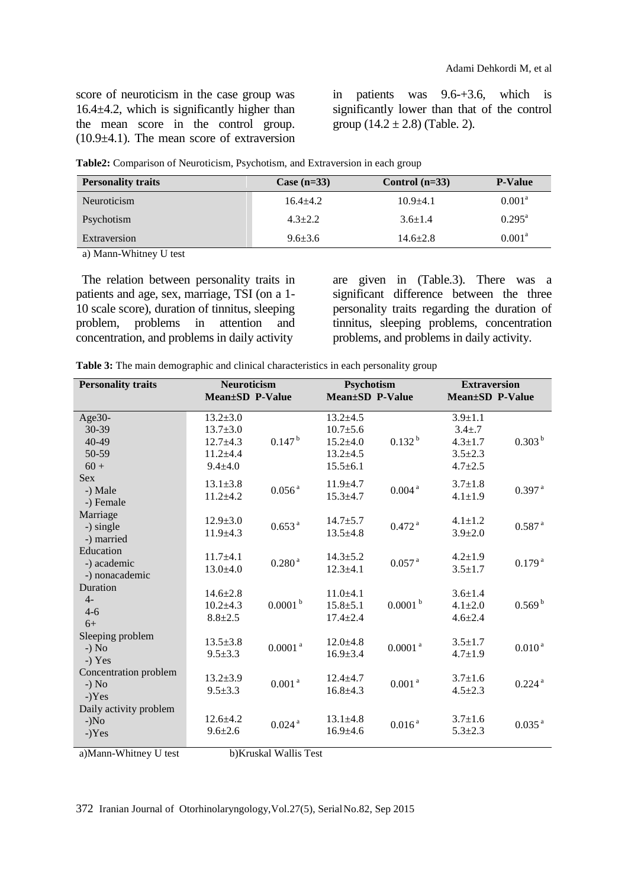score of neuroticism in the case group was 16.4±4.2, which is significantly higher than the mean score in the control group. (10.9±4.1). The mean score of extraversion in patients was 9.6-+3.6, which is significantly lower than that of the control group (14.2 ± 2.8) (Table. 2).

**Table2:** Comparison of Neuroticism, Psychotism, and Extraversion in each group

| Personality traits | Case (n=33) | Control (n=33) | P-Value |
|---|---|---|---|
| Neuroticism | 16.4±4.2 | 10.9±4.1 | 0.001[a] |
| Psychotism | 4.3±2.2 | 3.6±1.4 | 0.295[a] |
| Extraversion | 9.6±3.6 | 14.6±2.8 | 0.001[a] |

a) Mann-Whitney U test

The relation between personality traits in patients and age, sex, marriage, TSI (on a 1-10 scale score), duration of tinnitus, sleeping problem, problems in attention and concentration, and problems in daily activity are given in (Table.3). There was a significant difference between the three personality traits regarding the duration of tinnitus, sleeping problems, concentration problems, and problems in daily activity.

**Table 3:** The main demographic and clinical characteristics in each personality group

| Personality traits | Neuroticism Mean±SD | P-Value | Psychotism Mean±SD | P-Value | Extraversion Mean±SD | P-Value |
|---|---|---|---|---|---|---|
| Age30- | 13.2±3.0 | | 13.2±4.5 | | 3.9±1.1 | |
| 30-39 | 13.7±3.0 | | 10.7±5.6 | | 3.4±.7 | |
| 40-49 | 12.7±4.3 | 0.147[b] | 15.2±4.0 | 0.132[b] | 4.3±1.7 | 0.303[b] |
| 50-59 | 11.2±4.4 | | 13.2±4.5 | | 3.5±2.3 | |
| 60 + | 9.4±4.0 | | 15.5±6.1 | | 4.7±2.5 | |
| Sex | | | | | | |
| -) Male | 13.1±3.8 | 0.056[a] | 11.9±4.7 | 0.004[a] | 3.7±1.8 | 0.397[a] |
| -) Female | 11.2±4.2 | | 15.3±4.7 | | 4.1±1.9 | |
| Marriage | | | | | | |
| -) single | 12.9±3.0 | 0.653[a] | 14.7±5.7 | 0.472[a] | 4.1±1.2 | 0.587[a] |
| -) married | 11.9±4.3 | | 13.5±4.8 | | 3.9±2.0 | |
| Education | | | | | | |
| -) academic | 11.7±4.1 | 0.280[a] | 14.3±5.2 | 0.057[a] | 4.2±1.9 | 0.179[a] |
| -) nonacademic | 13.0±4.0 | | 12.3±4.1 | | 3.5±1.7 | |
| Duration | | | | | | |
| 4- | 14.6±2.8 | | 11.0±4.1 | | 3.6±1.4 | |
| 4-6 | 10.2±4.3 | 0.0001[b] | 15.8±5.1 | 0.0001[b] | 4.1±2.0 | 0.569[b] |
| 6+ | 8.8±2.5 | | 17.4±2.4 | | 4.6±2.4 | |
| Sleeping problem | | | | | | |
| -) No | 13.5±3.8 | 0.0001[a] | 12.0±4.8 | 0.0001[a] | 3.5±1.7 | 0.010[a] |
| -) Yes | 9.5±3.3 | | 16.9±3.4 | | 4.7±1.9 | |
| Concentration problem | | | | | | |
| -) No | 13.2±3.9 | 0.001[a] | 12.4±4.7 | 0.001[a] | 3.7±1.6 | 0.224[a] |
| -)Yes | 9.5±3.3 | | 16.8±4.3 | | 4.5±2.3 | |
| Daily activity problem | | | | | | |
| -)No | 12.6±4.2 | 0.024[a] | 13.1±4.8 | 0.016[a] | 3.7±1.6 | 0.035[a] |
| -)Yes | 9.6±2.6 | | 16.9±4.6 | | 5.3±2.3 | |

a)Mann-Whitney U test b)Kruskal Wallis Test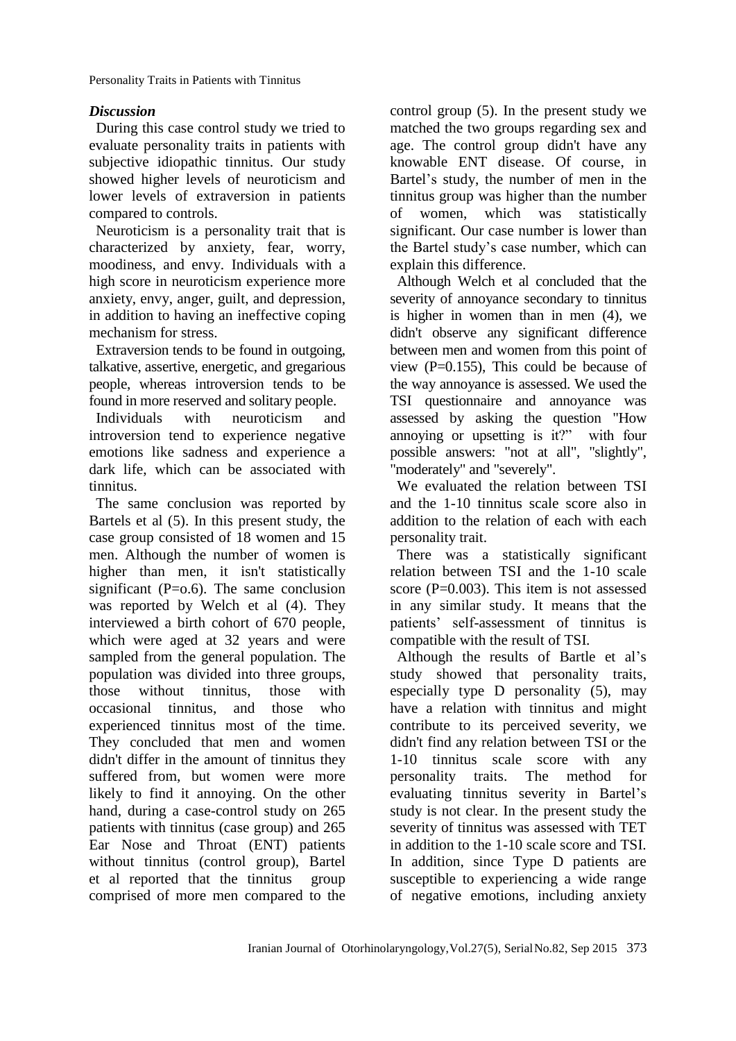### *Discussion*

During this case control study we tried to evaluate personality traits in patients with subjective idiopathic tinnitus. Our study showed higher levels of neuroticism and lower levels of extraversion in patients compared to controls.

Neuroticism is a personality trait that is characterized by anxiety, fear, worry, moodiness, and envy. Individuals with a high score in neuroticism experience more anxiety, envy, anger, guilt, and depression, in addition to having an ineffective coping mechanism for stress.

Extraversion tends to be found in outgoing, talkative, assertive, energetic, and gregarious people, whereas introversion tends to be found in more reserved and solitary people.

Individuals with neuroticism and introversion tend to experience negative emotions like sadness and experience a dark life, which can be associated with tinnitus.

The same conclusion was reported by Bartels et al (5). In this present study, the case group consisted of 18 women and 15 men. Although the number of women is higher than men, it isn't statistically significant (P=o.6). The same conclusion was reported by Welch et al (4). They interviewed a birth cohort of 670 people, which were aged at 32 years and were sampled from the general population. The population was divided into three groups, those without tinnitus, those with occasional tinnitus, and those who experienced tinnitus most of the time. They concluded that men and women didn't differ in the amount of tinnitus they suffered from, but women were more likely to find it annoying. On the other hand, during a case-control study on 265 patients with tinnitus (case group) and 265 Ear Nose and Throat (ENT) patients without tinnitus (control group), Bartel et al reported that the tinnitus group comprised of more men compared to the control group (5). In the present study we matched the two groups regarding sex and age. The control group didn't have any knowable ENT disease. Of course, in Bartel's study, the number of men in the tinnitus group was higher than the number of women, which was statistically significant. Our case number is lower than the Bartel study's case number, which can explain this difference.

Although Welch et al concluded that the severity of annoyance secondary to tinnitus is higher in women than in men (4), we didn't observe any significant difference between men and women from this point of view (P=0.155), This could be because of the way annoyance is assessed. We used the TSI questionnaire and annoyance was assessed by asking the question "How annoying or upsetting is it?" with four possible answers: "not at all", "slightly", "moderately" and "severely".

We evaluated the relation between TSI and the 1-10 tinnitus scale score also in addition to the relation of each with each personality trait.

There was a statistically significant relation between TSI and the 1-10 scale score (P=0.003). This item is not assessed in any similar study. It means that the patients' self-assessment of tinnitus is compatible with the result of TSI.

Although the results of Bartle et al's study showed that personality traits, especially type D personality (5), may have a relation with tinnitus and might contribute to its perceived severity, we didn't find any relation between TSI or the 1-10 tinnitus scale score with any personality traits. The method for evaluating tinnitus severity in Bartel's study is not clear. In the present study the severity of tinnitus was assessed with TET in addition to the 1-10 scale score and TSI. In addition, since Type D patients are susceptible to experiencing a wide range of negative emotions, including anxiety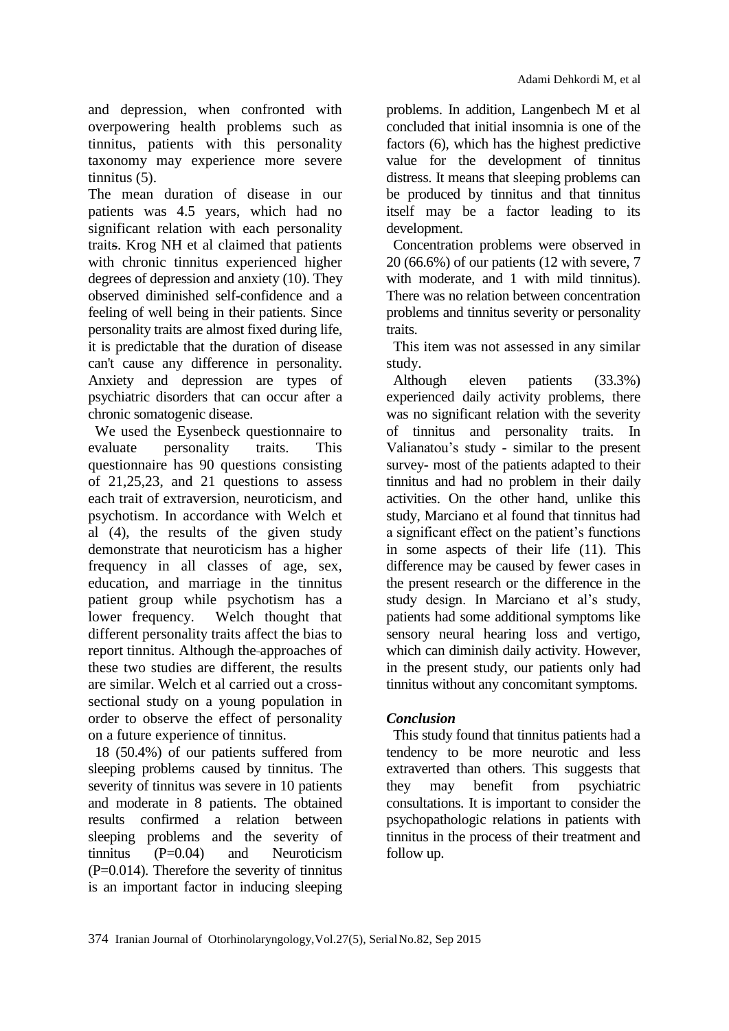and depression, when confronted with overpowering health problems such as tinnitus, patients with this personality taxonomy may experience more severe tinnitus (5).

The mean duration of disease in our patients was 4.5 years, which had no significant relation with each personality traits. Krog NH et al claimed that patients with chronic tinnitus experienced higher degrees of depression and anxiety (10). They observed diminished self-confidence and a feeling of well being in their patients. Since personality traits are almost fixed during life, it is predictable that the duration of disease can't cause any difference in personality. Anxiety and depression are types of psychiatric disorders that can occur after a chronic somatogenic disease.

We used the Eysenbeck questionnaire to evaluate personality traits. This questionnaire has 90 questions consisting of 21,25,23, and 21 questions to assess each trait of extraversion, neuroticism, and psychotism. In accordance with Welch et al (4), the results of the given study demonstrate that neuroticism has a higher frequency in all classes of age, sex, education, and marriage in the tinnitus patient group while psychotism has a lower frequency. Welch thought that different personality traits affect the bias to report tinnitus. Although the approaches of these two studies are different, the results are similar. Welch et al carried out a cross-sectional study on a young population in order to observe the effect of personality on a future experience of tinnitus.

18 (50.4%) of our patients suffered from sleeping problems caused by tinnitus. The severity of tinnitus was severe in 10 patients and moderate in 8 patients. The obtained results confirmed a relation between sleeping problems and the severity of tinnitus (P=0.04) and Neuroticism (P=0.014). Therefore the severity of tinnitus is an important factor in inducing sleeping problems. In addition, Langenbech M et al concluded that initial insomnia is one of the factors (6), which has the highest predictive value for the development of tinnitus distress. It means that sleeping problems can be produced by tinnitus and that tinnitus itself may be a factor leading to its development.

Concentration problems were observed in 20 (66.6%) of our patients (12 with severe, 7 with moderate, and 1 with mild tinnitus). There was no relation between concentration problems and tinnitus severity or personality traits.

This item was not assessed in any similar study.

Although eleven patients (33.3%) experienced daily activity problems, there was no significant relation with the severity of tinnitus and personality traits. In Valianatou's study - similar to the present survey- most of the patients adapted to their tinnitus and had no problem in their daily activities. On the other hand, unlike this study, Marciano et al found that tinnitus had a significant effect on the patient's functions in some aspects of their life (11). This difference may be caused by fewer cases in the present research or the difference in the study design. In Marciano et al's study, patients had some additional symptoms like sensory neural hearing loss and vertigo, which can diminish daily activity. However, in the present study, our patients only had tinnitus without any concomitant symptoms.

### *Conclusion*

This study found that tinnitus patients had a tendency to be more neurotic and less extraverted than others. This suggests that they may benefit from psychiatric consultations. It is important to consider the psychopathologic relations in patients with tinnitus in the process of their treatment and follow up.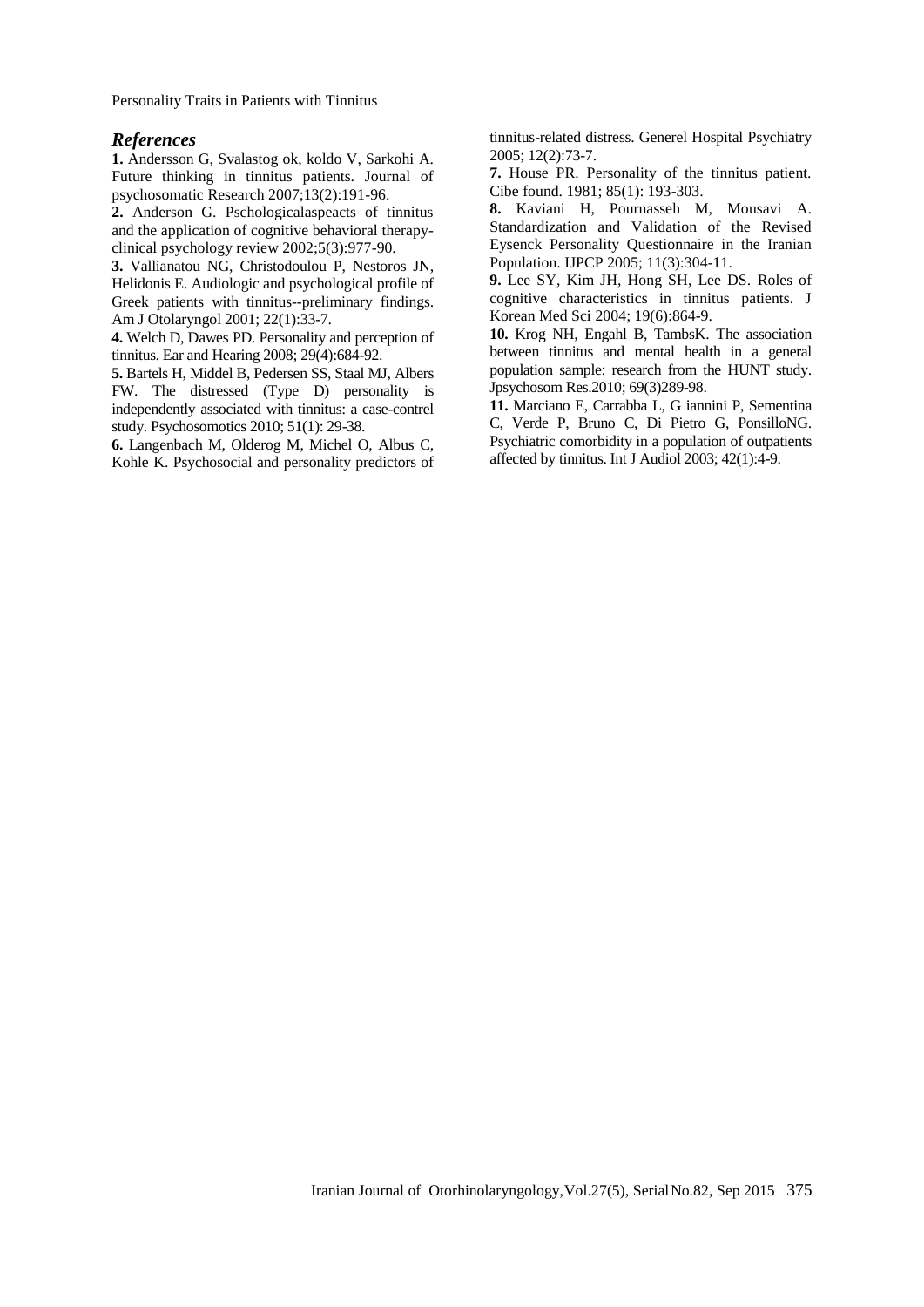## *References*

**1.** Andersson G, Svalastog ok, koldo V, Sarkohi A. Future thinking in tinnitus patients. Journal of psychosomatic Research 2007;13(2):191-96.

**2.** Anderson G. Pschologicalaspeacts of tinnitus and the application of cognitive behavioral therapy-clinical psychology review 2002;5(3):977-90.

**3.** Vallianatou NG, Christodoulou P, Nestoros JN, Helidonis E. Audiologic and psychological profile of Greek patients with tinnitus--preliminary findings. Am J Otolaryngol 2001; 22(1):33-7.

**4.** Welch D, Dawes PD. Personality and perception of tinnitus. Ear and Hearing 2008; 29(4):684-92.

**5.** Bartels H, Middel B, Pedersen SS, Staal MJ, Albers FW. The distressed (Type D) personality is independently associated with tinnitus: a case-contrel study. Psychosomotics 2010; 51(1): 29-38.

**6.** Langenbach M, Olderog M, Michel O, Albus C, Kohle K. Psychosocial and personality predictors of tinnitus-related distress. Generel Hospital Psychiatry 2005; 12(2):73-7.

**7.** House PR. Personality of the tinnitus patient. Cibe found. 1981; 85(1): 193-303.

**8.** Kaviani H, Pournasseh M, Mousavi A. Standardization and Validation of the Revised Eysenck Personality Questionnaire in the Iranian Population. IJPCP 2005; 11(3):304-11.

**9.** Lee SY, Kim JH, Hong SH, Lee DS. Roles of cognitive characteristics in tinnitus patients. J Korean Med Sci 2004; 19(6):864-9.

**10.** Krog NH, Engahl B, TambsK. The association between tinnitus and mental health in a general population sample: research from the HUNT study. Jpsychosom Res.2010; 69(3)289-98.

**11.** Marciano E, Carrabba L, G iannini P, Sementina C, Verde P, Bruno C, Di Pietro G, PonsilloNG. Psychiatric comorbidity in a population of outpatients affected by tinnitus. Int J Audiol 2003; 42(1):4-9.